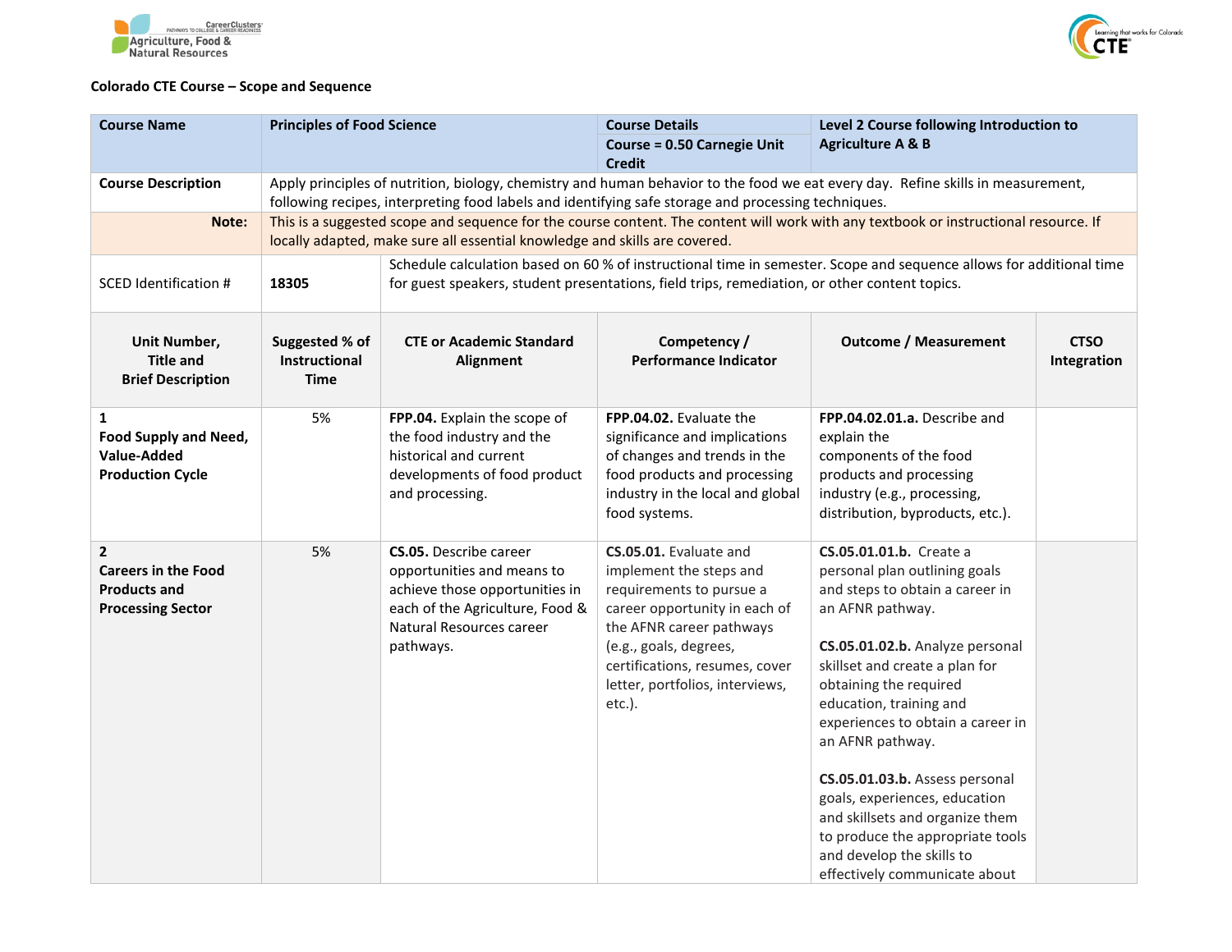**Colorado CTE Course – Scope and Sequence**

| Course Name | Principles of Food Science | | Course Details<br>Course = 0.50 Carnegie Unit Credit | Level 2 Course following Introduction to Agriculture A & B | |
|---|---|---|---|---|---|
| **Course Description** | Apply principles of nutrition, biology, chemistry and human behavior to the food we eat every day. Refine skills in measurement, following recipes, interpreting food labels and identifying safe storage and processing techniques. | | | | |
| **Note:** | This is a suggested scope and sequence for the course content. The content will work with any textbook or instructional resource. If locally adapted, make sure all essential knowledge and skills are covered. | | | | |
| SCED Identification # | **18305** | Schedule calculation based on 60 % of instructional time in semester. Scope and sequence allows for additional time for guest speakers, student presentations, field trips, remediation, or other content topics. | | | |
| **Unit Number, Title and Brief Description** | **Suggested % of Instructional Time** | **CTE or Academic Standard Alignment** | **Competency / Performance Indicator** | **Outcome / Measurement** | **CTSO Integration** |
| **1**<br>**Food Supply and Need, Value-Added Production Cycle** | 5% | **FPP.04.** Explain the scope of the food industry and the historical and current developments of food product and processing. | **FPP.04.02.** Evaluate the significance and implications of changes and trends in the food products and processing industry in the local and global food systems. | **FPP.04.02.01.a.** Describe and explain the components of the food products and processing industry (e.g., processing, distribution, byproducts, etc.). | |
| **2**<br>**Careers in the Food Products and Processing Sector** | 5% | **CS.05.** Describe career opportunities and means to achieve those opportunities in each of the Agriculture, Food & Natural Resources career pathways. | **CS.05.01.** Evaluate and implement the steps and requirements to pursue a career opportunity in each of the AFNR career pathways (e.g., goals, degrees, certifications, resumes, cover letter, portfolios, interviews, etc.). | **CS.05.01.01.b.** Create a personal plan outlining goals and steps to obtain a career in an AFNR pathway.<br><br>**CS.05.01.02.b.** Analyze personal skillset and create a plan for obtaining the required education, training and experiences to obtain a career in an AFNR pathway.<br><br>**CS.05.01.03.b.** Assess personal goals, experiences, education and skillsets and organize them to produce the appropriate tools and develop the skills to effectively communicate about | |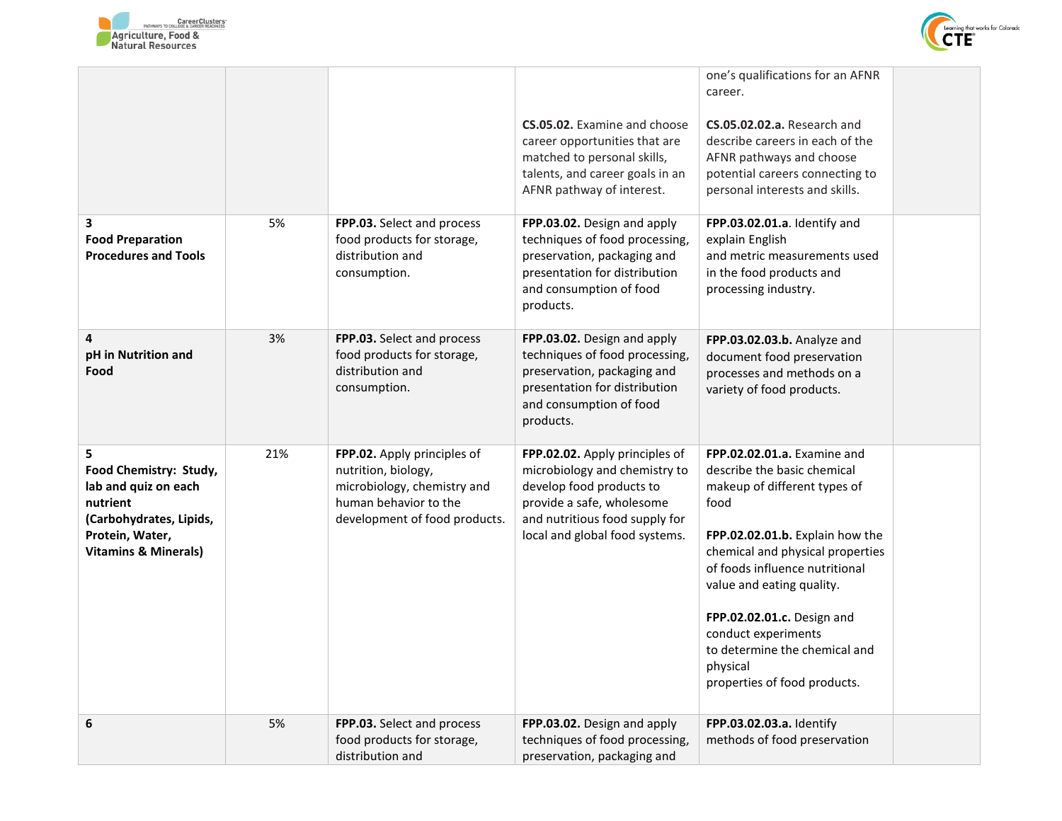| | | | | | |
|---|---|---|---|---|---|
| | | | | one's qualifications for an AFNR career. | |
| | | | **CS.05.02.** Examine and choose career opportunities that are matched to personal skills, talents, and career goals in an AFNR pathway of interest. | **CS.05.02.02.a.** Research and describe careers in each of the AFNR pathways and choose potential careers connecting to personal interests and skills. | |
| **3**<br>**Food Preparation Procedures and Tools** | 5% | **FPP.03.** Select and process food products for storage, distribution and consumption. | **FPP.03.02.** Design and apply techniques of food processing, preservation, packaging and presentation for distribution and consumption of food products. | **FPP.03.02.01.a**. Identify and explain English and metric measurements used in the food products and processing industry. | |
| **4**<br>**pH in Nutrition and Food** | 3% | **FPP.03.** Select and process food products for storage, distribution and consumption. | **FPP.03.02.** Design and apply techniques of food processing, preservation, packaging and presentation for distribution and consumption of food products. | **FPP.03.02.03.b.** Analyze and document food preservation processes and methods on a variety of food products. | |
| **5**<br>**Food Chemistry: Study, lab and quiz on each nutrient (Carbohydrates, Lipids, Protein, Water, Vitamins & Minerals)** | 21% | **FPP.02.** Apply principles of nutrition, biology, microbiology, chemistry and human behavior to the development of food products. | **FPP.02.02.** Apply principles of microbiology and chemistry to develop food products to provide a safe, wholesome and nutritious food supply for local and global food systems. | **FPP.02.02.01.a.** Examine and describe the basic chemical makeup of different types of food<br><br>**FPP.02.02.01.b.** Explain how the chemical and physical properties of foods influence nutritional value and eating quality.<br><br>**FPP.02.02.01.c.** Design and conduct experiments to determine the chemical and physical properties of food products. | |
| **6** | 5% | **FPP.03.** Select and process food products for storage, distribution and | **FPP.03.02.** Design and apply techniques of food processing, preservation, packaging and | **FPP.03.02.03.a.** Identify methods of food preservation | |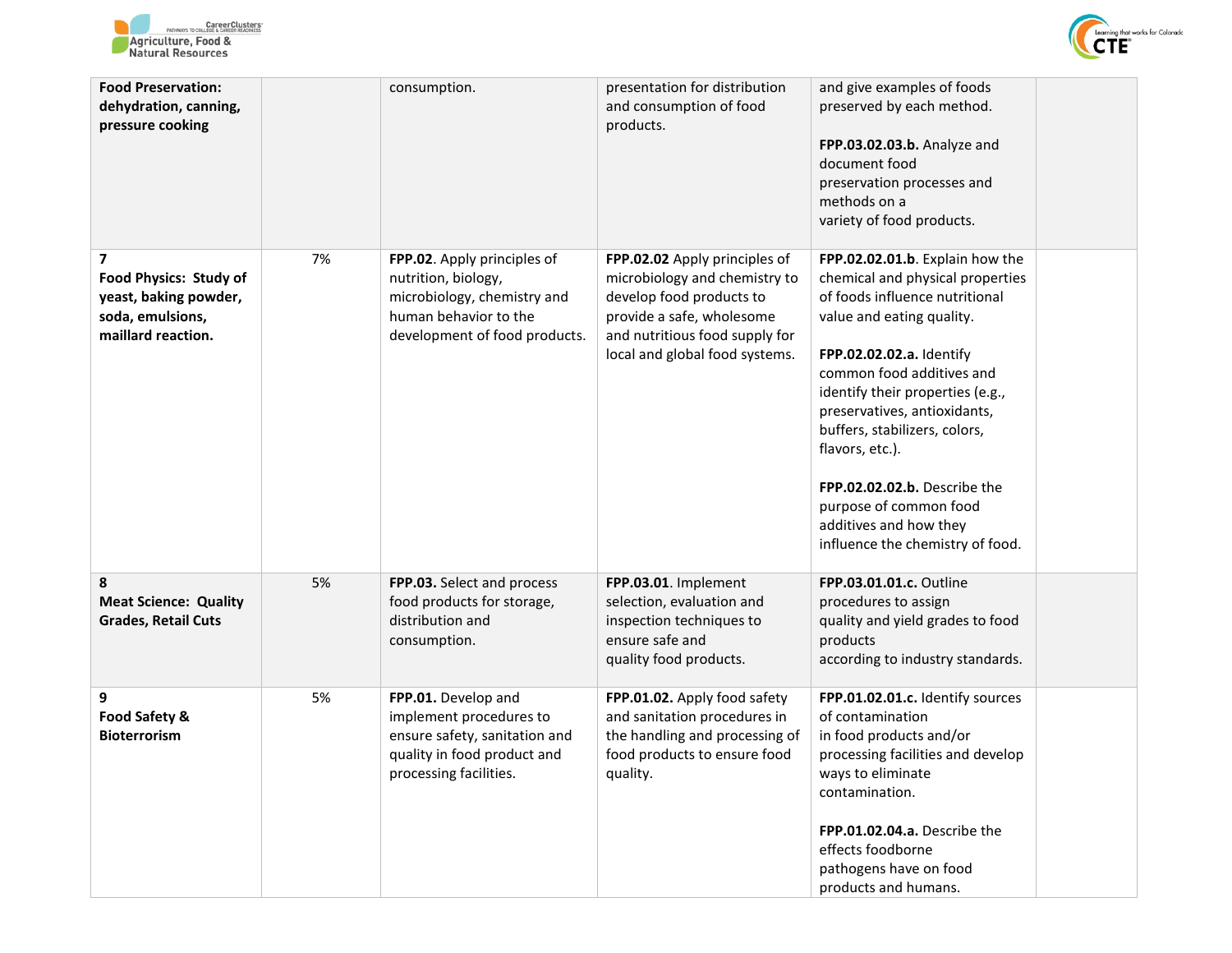| **Food Preservation: dehydration, canning, pressure cooking** | | consumption. | presentation for distribution and consumption of food products. | and give examples of foods preserved by each method.<br><br>**FPP.03.02.03.b.** Analyze and document food preservation processes and methods on a variety of food products. | |
|---|---|---|---|---|---|
| **7**<br>**Food Physics: Study of yeast, baking powder, soda, emulsions, maillard reaction.** | 7% | **FPP.02**. Apply principles of nutrition, biology, microbiology, chemistry and human behavior to the development of food products. | **FPP.02.02** Apply principles of microbiology and chemistry to develop food products to provide a safe, wholesome and nutritious food supply for local and global food systems. | **FPP.02.02.01.b**. Explain how the chemical and physical properties of foods influence nutritional value and eating quality.<br><br>**FPP.02.02.02.a.** Identify common food additives and identify their properties (e.g., preservatives, antioxidants, buffers, stabilizers, colors, flavors, etc.).<br><br>**FPP.02.02.02.b.** Describe the purpose of common food additives and how they influence the chemistry of food. | |
| **8**<br>**Meat Science: Quality Grades, Retail Cuts** | 5% | **FPP.03.** Select and process food products for storage, distribution and consumption. | **FPP.03.01**. Implement selection, evaluation and inspection techniques to ensure safe and quality food products. | **FPP.03.01.01.c.** Outline procedures to assign quality and yield grades to food products according to industry standards. | |
| **9**<br>**Food Safety & Bioterrorism** | 5% | **FPP.01.** Develop and implement procedures to ensure safety, sanitation and quality in food product and processing facilities. | **FPP.01.02.** Apply food safety and sanitation procedures in the handling and processing of food products to ensure food quality. | **FPP.01.02.01.c.** Identify sources of contamination in food products and/or processing facilities and develop ways to eliminate contamination.<br><br>**FPP.01.02.04.a.** Describe the effects foodborne pathogens have on food products and humans. | |